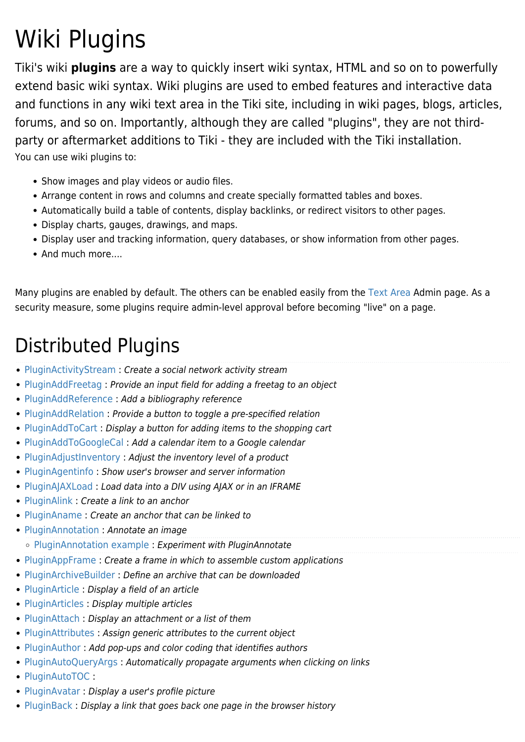# Wiki Plugins

Tiki's wiki **plugins** are a way to quickly insert wiki syntax, HTML and so on to powerfully extend basic wiki syntax. Wiki plugins are used to embed features and interactive data and functions in any wiki text area in the Tiki site, including in wiki pages, blogs, articles, forums, and so on. Importantly, although they are called "plugins", they are not third-party or aftermarket additions to Tiki - they are included with the Tiki installation.

You can use wiki plugins to:

- Show images and play videos or audio files.
- Arrange content in rows and columns and create specially formatted tables and boxes.
- Automatically build a table of contents, display backlinks, or redirect visitors to other pages.
- Display charts, gauges, drawings, and maps.
- Display user and tracking information, query databases, or show information from other pages.
- And much more....

Many plugins are enabled by default. The others can be enabled easily from the Text Area Admin page. As a security measure, some plugins require admin-level approval before becoming "live" on a page.

## Distributed Plugins

- PluginActivityStream : *Create a social network activity stream*
- PluginAddFreetag : *Provide an input field for adding a freetag to an object*
- PluginAddReference : *Add a bibliography reference*
- PluginAddRelation : *Provide a button to toggle a pre-specified relation*
- PluginAddToCart : *Display a button for adding items to the shopping cart*
- PluginAddToGoogleCal : *Add a calendar item to a Google calendar*
- PluginAdjustInventory : *Adjust the inventory level of a product*
- PluginAgentinfo : *Show user's browser and server information*
- PluginAJAXLoad : *Load data into a DIV using AJAX or in an IFRAME*
- PluginAlink : *Create a link to an anchor*
- PluginAname : *Create an anchor that can be linked to*
- PluginAnnotation : *Annotate an image*
  - PluginAnnotation example : *Experiment with PluginAnnotate*
- PluginAppFrame : *Create a frame in which to assemble custom applications*
- PluginArchiveBuilder : *Define an archive that can be downloaded*
- PluginArticle : *Display a field of an article*
- PluginArticles : *Display multiple articles*
- PluginAttach : *Display an attachment or a list of them*
- PluginAttributes : *Assign generic attributes to the current object*
- PluginAuthor : *Add pop-ups and color coding that identifies authors*
- PluginAutoQueryArgs : *Automatically propagate arguments when clicking on links*
- PluginAutoTOC :
- PluginAvatar : *Display a user's profile picture*
- PluginBack : *Display a link that goes back one page in the browser history*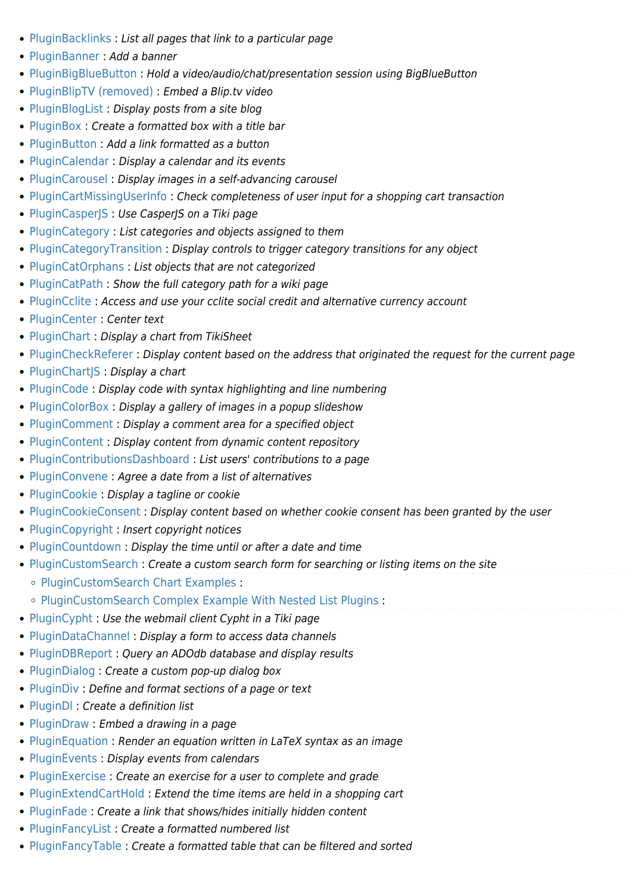- PluginBacklinks : *List all pages that link to a particular page*
- PluginBanner : *Add a banner*
- PluginBigBlueButton : *Hold a video/audio/chat/presentation session using BigBlueButton*
- PluginBlipTV (removed) : *Embed a Blip.tv video*
- PluginBlogList : *Display posts from a site blog*
- PluginBox : *Create a formatted box with a title bar*
- PluginButton : *Add a link formatted as a button*
- PluginCalendar : *Display a calendar and its events*
- PluginCarousel : *Display images in a self-advancing carousel*
- PluginCartMissingUserInfo : *Check completeness of user input for a shopping cart transaction*
- PluginCasperJS : *Use CasperJS on a Tiki page*
- PluginCategory : *List categories and objects assigned to them*
- PluginCategoryTransition : *Display controls to trigger category transitions for any object*
- PluginCatOrphans : *List objects that are not categorized*
- PluginCatPath : *Show the full category path for a wiki page*
- PluginCclite : *Access and use your cclite social credit and alternative currency account*
- PluginCenter : *Center text*
- PluginChart : *Display a chart from TikiSheet*
- PluginCheckReferer : *Display content based on the address that originated the request for the current page*
- PluginChartJS : *Display a chart*
- PluginCode : *Display code with syntax highlighting and line numbering*
- PluginColorBox : *Display a gallery of images in a popup slideshow*
- PluginComment : *Display a comment area for a specified object*
- PluginContent : *Display content from dynamic content repository*
- PluginContributionsDashboard : *List users' contributions to a page*
- PluginConvene : *Agree a date from a list of alternatives*
- PluginCookie : *Display a tagline or cookie*
- PluginCookieConsent : *Display content based on whether cookie consent has been granted by the user*
- PluginCopyright : *Insert copyright notices*
- PluginCountdown : *Display the time until or after a date and time*
- PluginCustomSearch : *Create a custom search form for searching or listing items on the site*
  - PluginCustomSearch Chart Examples :
  - PluginCustomSearch Complex Example With Nested List Plugins :
- PluginCypht : *Use the webmail client Cypht in a Tiki page*
- PluginDataChannel : *Display a form to access data channels*
- PluginDBReport : *Query an ADOdb database and display results*
- PluginDialog : *Create a custom pop-up dialog box*
- PluginDiv : *Define and format sections of a page or text*
- PluginDl : *Create a definition list*
- PluginDraw : *Embed a drawing in a page*
- PluginEquation : *Render an equation written in LaTeX syntax as an image*
- PluginEvents : *Display events from calendars*
- PluginExercise : *Create an exercise for a user to complete and grade*
- PluginExtendCartHold : *Extend the time items are held in a shopping cart*
- PluginFade : *Create a link that shows/hides initially hidden content*
- PluginFancyList : *Create a formatted numbered list*
- PluginFancyTable : *Create a formatted table that can be filtered and sorted*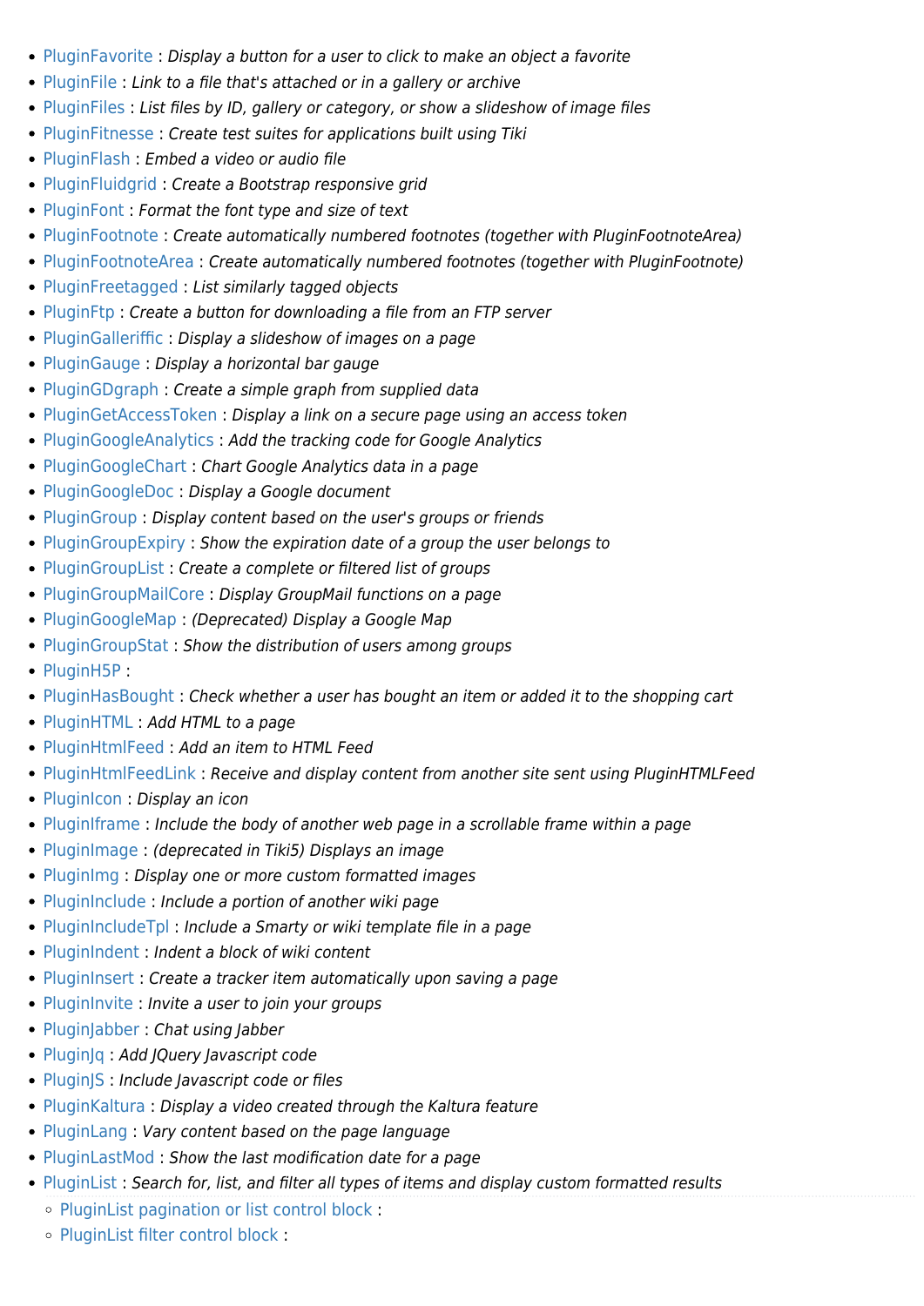- PluginFavorite : *Display a button for a user to click to make an object a favorite*
- PluginFile : *Link to a file that's attached or in a gallery or archive*
- PluginFiles : *List files by ID, gallery or category, or show a slideshow of image files*
- PluginFitnesse : *Create test suites for applications built using Tiki*
- PluginFlash : *Embed a video or audio file*
- PluginFluidgrid : *Create a Bootstrap responsive grid*
- PluginFont : *Format the font type and size of text*
- PluginFootnote : *Create automatically numbered footnotes (together with PluginFootnoteArea)*
- PluginFootnoteArea : *Create automatically numbered footnotes (together with PluginFootnote)*
- PluginFreetagged : *List similarly tagged objects*
- PluginFtp : *Create a button for downloading a file from an FTP server*
- PluginGalleriffic : *Display a slideshow of images on a page*
- PluginGauge : *Display a horizontal bar gauge*
- PluginGDgraph : *Create a simple graph from supplied data*
- PluginGetAccessToken : *Display a link on a secure page using an access token*
- PluginGoogleAnalytics : *Add the tracking code for Google Analytics*
- PluginGoogleChart : *Chart Google Analytics data in a page*
- PluginGoogleDoc : *Display a Google document*
- PluginGroup : *Display content based on the user's groups or friends*
- PluginGroupExpiry : *Show the expiration date of a group the user belongs to*
- PluginGroupList : *Create a complete or filtered list of groups*
- PluginGroupMailCore : *Display GroupMail functions on a page*
- PluginGoogleMap : *(Deprecated) Display a Google Map*
- PluginGroupStat : *Show the distribution of users among groups*
- PluginH5P :
- PluginHasBought : *Check whether a user has bought an item or added it to the shopping cart*
- PluginHTML : *Add HTML to a page*
- PluginHtmlFeed : *Add an item to HTML Feed*
- PluginHtmlFeedLink : *Receive and display content from another site sent using PluginHTMLFeed*
- PluginIcon : *Display an icon*
- PluginIframe : *Include the body of another web page in a scrollable frame within a page*
- PluginImage : *(deprecated in Tiki5) Displays an image*
- PluginImg : *Display one or more custom formatted images*
- PluginInclude : *Include a portion of another wiki page*
- PluginIncludeTpl : *Include a Smarty or wiki template file in a page*
- PluginIndent : *Indent a block of wiki content*
- PluginInsert : *Create a tracker item automatically upon saving a page*
- PluginInvite : *Invite a user to join your groups*
- PluginJabber : *Chat using Jabber*
- PluginJq : *Add JQuery Javascript code*
- PluginJS : *Include Javascript code or files*
- PluginKaltura : *Display a video created through the Kaltura feature*
- PluginLang : *Vary content based on the page language*
- PluginLastMod : *Show the last modification date for a page*
- PluginList : *Search for, list, and filter all types of items and display custom formatted results*
  - PluginList pagination or list control block :
  - PluginList filter control block :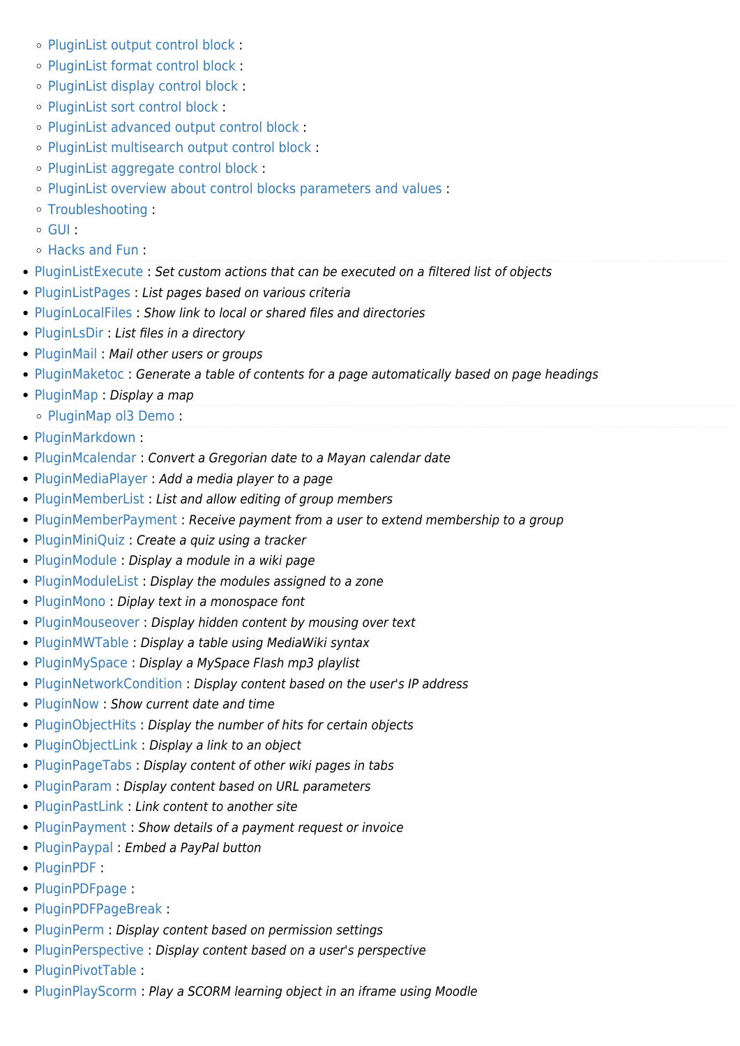- PluginList output control block :
  - PluginList format control block :
  - PluginList display control block :
  - PluginList sort control block :
  - PluginList advanced output control block :
  - PluginList multisearch output control block :
  - PluginList aggregate control block :
  - PluginList overview about control blocks parameters and values :
  - Troubleshooting :
  - GUI :
  - Hacks and Fun :
- PluginListExecute : *Set custom actions that can be executed on a filtered list of objects*
- PluginListPages : *List pages based on various criteria*
- PluginLocalFiles : *Show link to local or shared files and directories*
- PluginLsDir : *List files in a directory*
- PluginMail : *Mail other users or groups*
- PluginMaketoc : *Generate a table of contents for a page automatically based on page headings*
- PluginMap : *Display a map*
  - PluginMap ol3 Demo :
- PluginMarkdown :
- PluginMcalendar : *Convert a Gregorian date to a Mayan calendar date*
- PluginMediaPlayer : *Add a media player to a page*
- PluginMemberList : *List and allow editing of group members*
- PluginMemberPayment : *Receive payment from a user to extend membership to a group*
- PluginMiniQuiz : *Create a quiz using a tracker*
- PluginModule : *Display a module in a wiki page*
- PluginModuleList : *Display the modules assigned to a zone*
- PluginMono : *Diplay text in a monospace font*
- PluginMouseover : *Display hidden content by mousing over text*
- PluginMWTable : *Display a table using MediaWiki syntax*
- PluginMySpace : *Display a MySpace Flash mp3 playlist*
- PluginNetworkCondition : *Display content based on the user's IP address*
- PluginNow : *Show current date and time*
- PluginObjectHits : *Display the number of hits for certain objects*
- PluginObjectLink : *Display a link to an object*
- PluginPageTabs : *Display content of other wiki pages in tabs*
- PluginParam : *Display content based on URL parameters*
- PluginPastLink : *Link content to another site*
- PluginPayment : *Show details of a payment request or invoice*
- PluginPaypal : *Embed a PayPal button*
- PluginPDF :
- PluginPDFpage :
- PluginPDFPageBreak :
- PluginPerm : *Display content based on permission settings*
- PluginPerspective : *Display content based on a user's perspective*
- PluginPivotTable :
- PluginPlayScorm : *Play a SCORM learning object in an iframe using Moodle*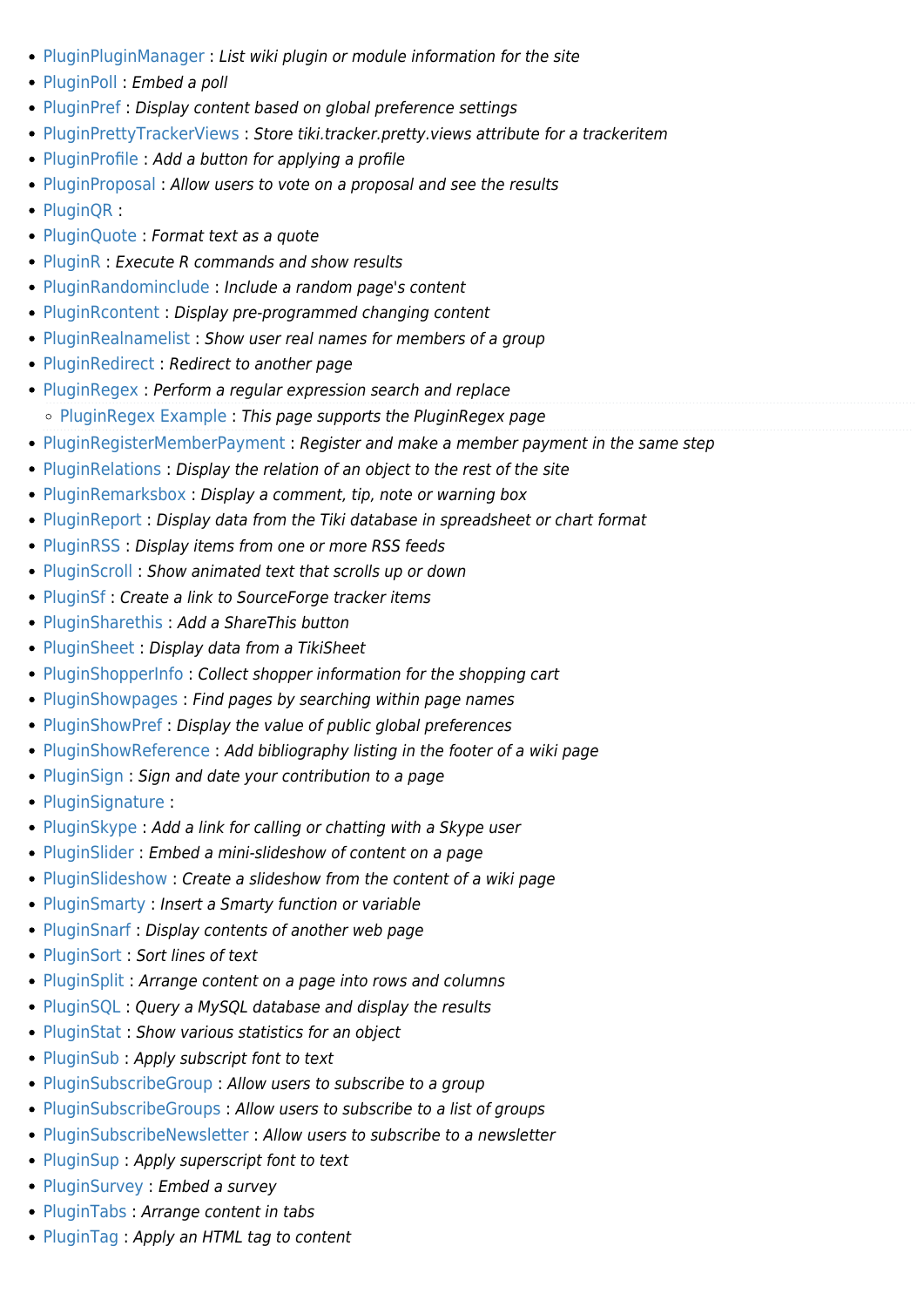- PluginPluginManager : *List wiki plugin or module information for the site*
- PluginPoll : *Embed a poll*
- PluginPref : *Display content based on global preference settings*
- PluginPrettyTrackerViews : *Store tiki.tracker.pretty.views attribute for a trackeritem*
- PluginProfile : *Add a button for applying a profile*
- PluginProposal : *Allow users to vote on a proposal and see the results*
- PluginQR :
- PluginQuote : *Format text as a quote*
- PluginR : *Execute R commands and show results*
- PluginRandominclude : *Include a random page's content*
- PluginRcontent : *Display pre-programmed changing content*
- PluginRealnamelist : *Show user real names for members of a group*
- PluginRedirect : *Redirect to another page*
- PluginRegex : *Perform a regular expression search and replace*
  - PluginRegex Example : *This page supports the PluginRegex page*
- PluginRegisterMemberPayment : *Register and make a member payment in the same step*
- PluginRelations : *Display the relation of an object to the rest of the site*
- PluginRemarksbox : *Display a comment, tip, note or warning box*
- PluginReport : *Display data from the Tiki database in spreadsheet or chart format*
- PluginRSS : *Display items from one or more RSS feeds*
- PluginScroll : *Show animated text that scrolls up or down*
- PluginSf : *Create a link to SourceForge tracker items*
- PluginSharethis : *Add a ShareThis button*
- PluginSheet : *Display data from a TikiSheet*
- PluginShopperInfo : *Collect shopper information for the shopping cart*
- PluginShowpages : *Find pages by searching within page names*
- PluginShowPref : *Display the value of public global preferences*
- PluginShowReference : *Add bibliography listing in the footer of a wiki page*
- PluginSign : *Sign and date your contribution to a page*
- PluginSignature :
- PluginSkype : *Add a link for calling or chatting with a Skype user*
- PluginSlider : *Embed a mini-slideshow of content on a page*
- PluginSlideshow : *Create a slideshow from the content of a wiki page*
- PluginSmarty : *Insert a Smarty function or variable*
- PluginSnarf : *Display contents of another web page*
- PluginSort : *Sort lines of text*
- PluginSplit : *Arrange content on a page into rows and columns*
- PluginSQL : *Query a MySQL database and display the results*
- PluginStat : *Show various statistics for an object*
- PluginSub : *Apply subscript font to text*
- PluginSubscribeGroup : *Allow users to subscribe to a group*
- PluginSubscribeGroups : *Allow users to subscribe to a list of groups*
- PluginSubscribeNewsletter : *Allow users to subscribe to a newsletter*
- PluginSup : *Apply superscript font to text*
- PluginSurvey : *Embed a survey*
- PluginTabs : *Arrange content in tabs*
- PluginTag : *Apply an HTML tag to content*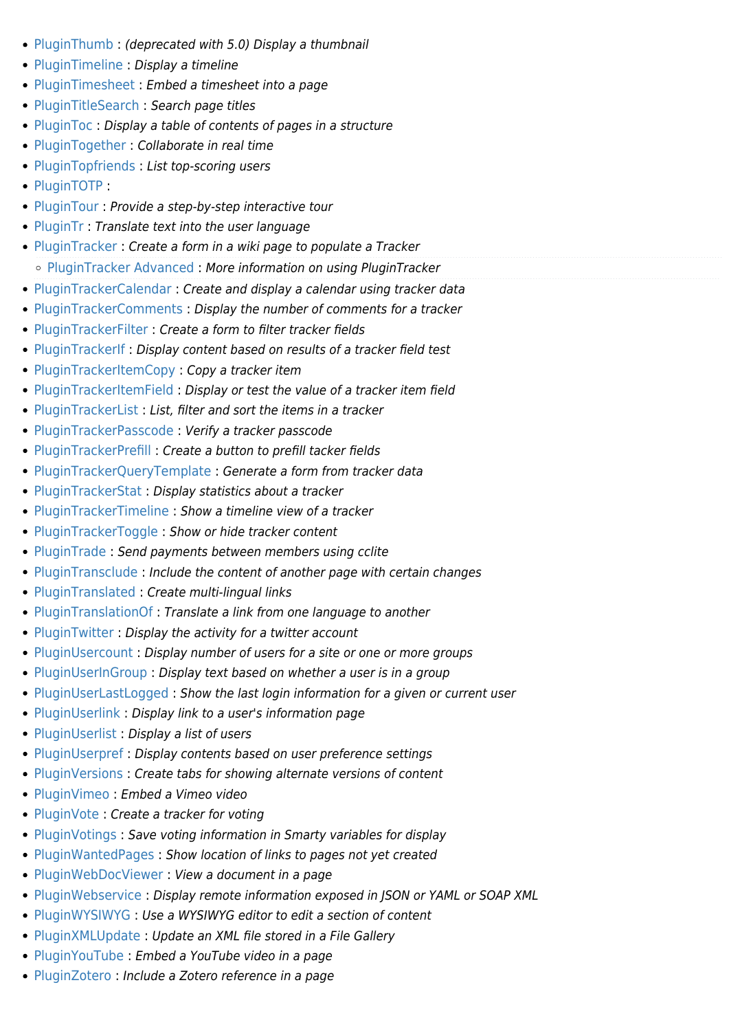- PluginThumb : *(deprecated with 5.0) Display a thumbnail*
- PluginTimeline : *Display a timeline*
- PluginTimesheet : *Embed a timesheet into a page*
- PluginTitleSearch : *Search page titles*
- PluginToc : *Display a table of contents of pages in a structure*
- PluginTogether : *Collaborate in real time*
- PluginTopfriends : *List top-scoring users*
- PluginTOTP :
- PluginTour : *Provide a step-by-step interactive tour*
- PluginTr : *Translate text into the user language*
- PluginTracker : *Create a form in a wiki page to populate a Tracker*
  - PluginTracker Advanced : *More information on using PluginTracker*
- PluginTrackerCalendar : *Create and display a calendar using tracker data*
- PluginTrackerComments : *Display the number of comments for a tracker*
- PluginTrackerFilter : *Create a form to filter tracker fields*
- PluginTrackerIf : *Display content based on results of a tracker field test*
- PluginTrackerItemCopy : *Copy a tracker item*
- PluginTrackerItemField : *Display or test the value of a tracker item field*
- PluginTrackerList : *List, filter and sort the items in a tracker*
- PluginTrackerPasscode : *Verify a tracker passcode*
- PluginTrackerPrefill : *Create a button to prefill tacker fields*
- PluginTrackerQueryTemplate : *Generate a form from tracker data*
- PluginTrackerStat : *Display statistics about a tracker*
- PluginTrackerTimeline : *Show a timeline view of a tracker*
- PluginTrackerToggle : *Show or hide tracker content*
- PluginTrade : *Send payments between members using cclite*
- PluginTransclude : *Include the content of another page with certain changes*
- PluginTranslated : *Create multi-lingual links*
- PluginTranslationOf : *Translate a link from one language to another*
- PluginTwitter : *Display the activity for a twitter account*
- PluginUsercount : *Display number of users for a site or one or more groups*
- PluginUserInGroup : *Display text based on whether a user is in a group*
- PluginUserLastLogged : *Show the last login information for a given or current user*
- PluginUserlink : *Display link to a user's information page*
- PluginUserlist : *Display a list of users*
- PluginUserpref : *Display contents based on user preference settings*
- PluginVersions : *Create tabs for showing alternate versions of content*
- PluginVimeo : *Embed a Vimeo video*
- PluginVote : *Create a tracker for voting*
- PluginVotings : *Save voting information in Smarty variables for display*
- PluginWantedPages : *Show location of links to pages not yet created*
- PluginWebDocViewer : *View a document in a page*
- PluginWebservice : *Display remote information exposed in JSON or YAML or SOAP XML*
- PluginWYSIWYG : *Use a WYSIWYG editor to edit a section of content*
- PluginXMLUpdate : *Update an XML file stored in a File Gallery*
- PluginYouTube : *Embed a YouTube video in a page*
- PluginZotero : *Include a Zotero reference in a page*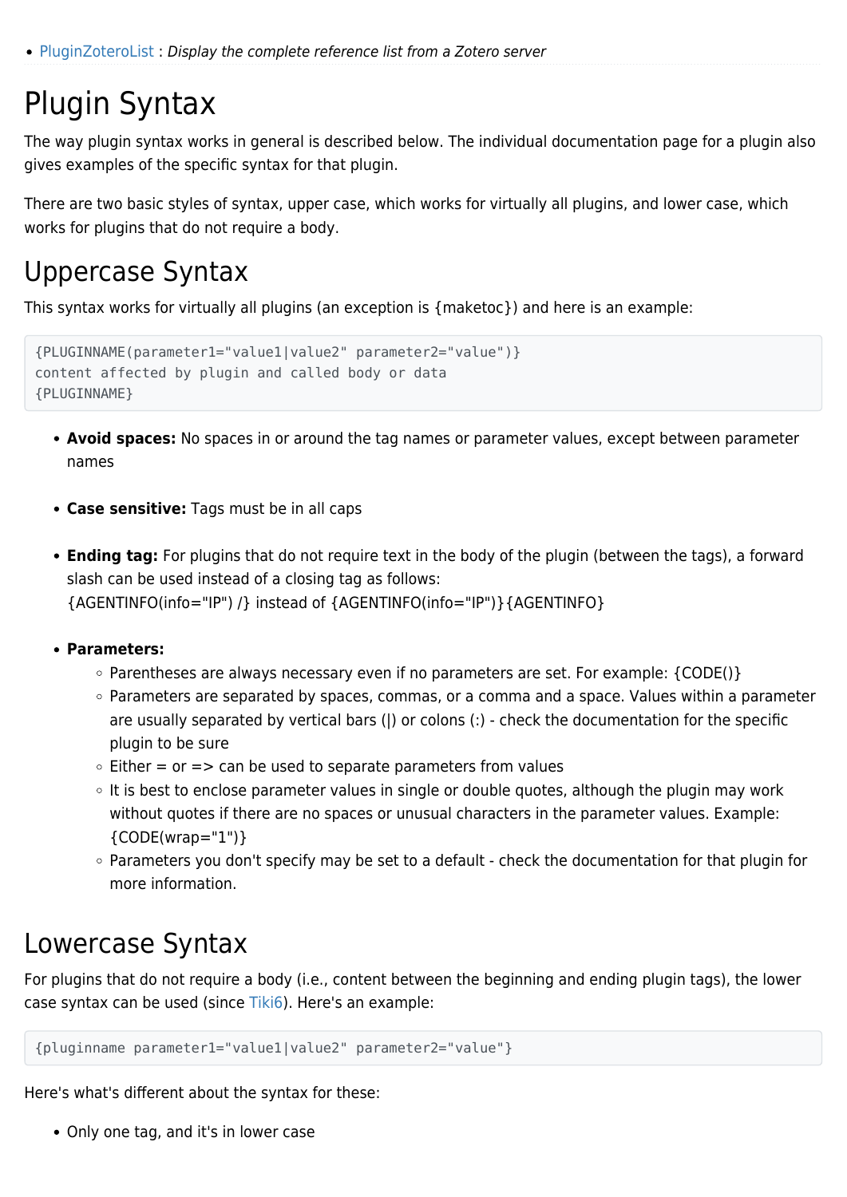- [PluginZoteroList](#) : *Display the complete reference list from a Zotero server*

# Plugin Syntax

The way plugin syntax works in general is described below. The individual documentation page for a plugin also gives examples of the specific syntax for that plugin.

There are two basic styles of syntax, upper case, which works for virtually all plugins, and lower case, which works for plugins that do not require a body.

## Uppercase Syntax

This syntax works for virtually all plugins (an exception is {maketoc}) and here is an example:

```
{PLUGINNAME(parameter1="value1|value2" parameter2="value")}
content affected by plugin and called body or data
{PLUGINNAME}
```

- **Avoid spaces:** No spaces in or around the tag names or parameter values, except between parameter names
- **Case sensitive:** Tags must be in all caps
- **Ending tag:** For plugins that do not require text in the body of the plugin (between the tags), a forward slash can be used instead of a closing tag as follows:
  {AGENTINFO(info="IP") /} instead of {AGENTINFO(info="IP")}{AGENTINFO}
- **Parameters:**
  - Parentheses are always necessary even if no parameters are set. For example: {CODE()}
  - Parameters are separated by spaces, commas, or a comma and a space. Values within a parameter are usually separated by vertical bars (|) or colons (:) - check the documentation for the specific plugin to be sure
  - Either = or => can be used to separate parameters from values
  - It is best to enclose parameter values in single or double quotes, although the plugin may work without quotes if there are no spaces or unusual characters in the parameter values. Example: {CODE(wrap="1")}
  - Parameters you don't specify may be set to a default - check the documentation for that plugin for more information.

## Lowercase Syntax

For plugins that do not require a body (i.e., content between the beginning and ending plugin tags), the lower case syntax can be used (since [Tiki6](#)). Here's an example:

```
{pluginname parameter1="value1|value2" parameter2="value"}
```

Here's what's different about the syntax for these:

- Only one tag, and it's in lower case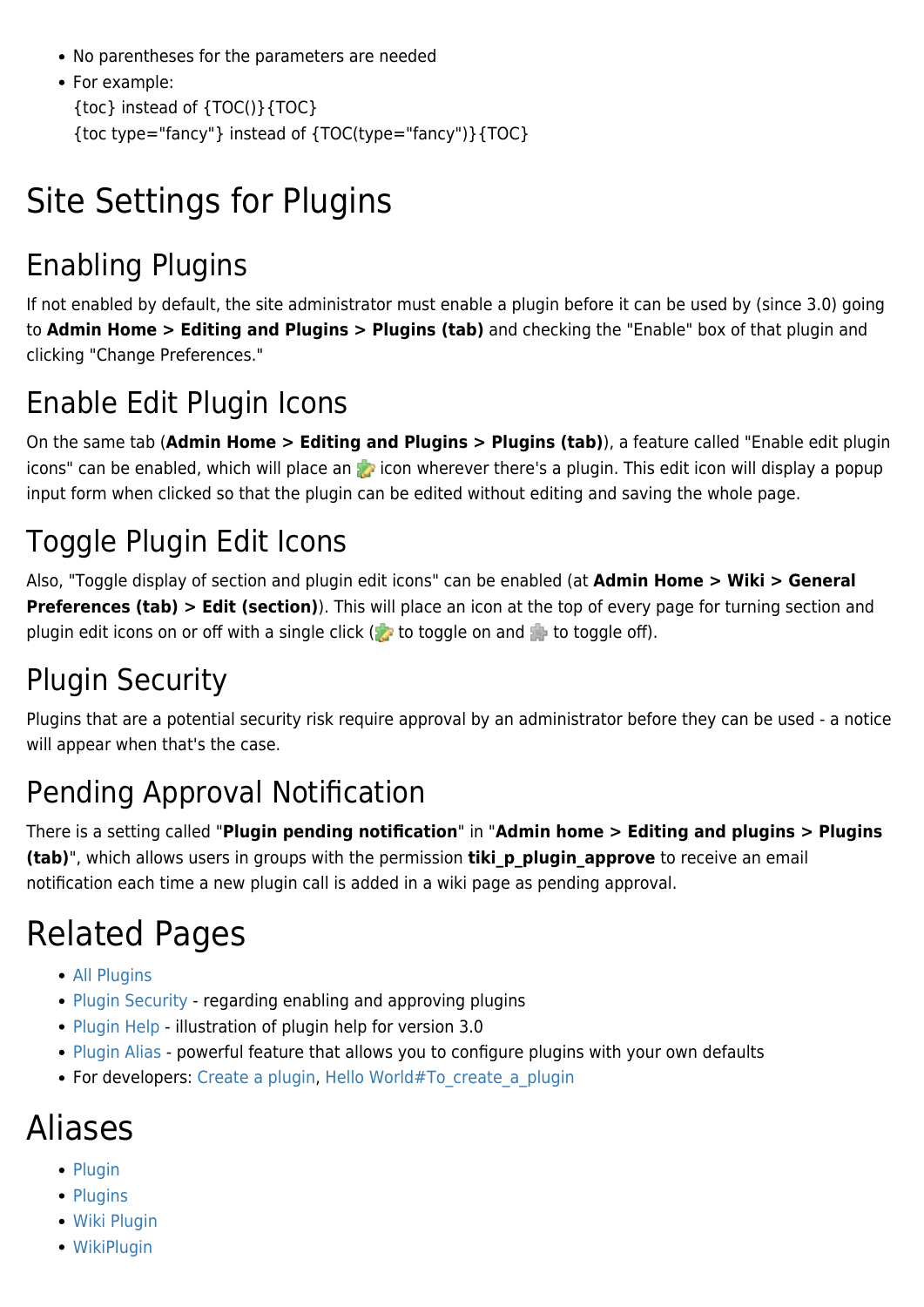- No parentheses for the parameters are needed
- For example:
  {toc} instead of {TOC()}{TOC}
  {toc type="fancy"} instead of {TOC(type="fancy")}{TOC}

# Site Settings for Plugins

## Enabling Plugins

If not enabled by default, the site administrator must enable a plugin before it can be used by (since 3.0) going to **Admin Home > Editing and Plugins > Plugins (tab)** and checking the "Enable" box of that plugin and clicking "Change Preferences."

## Enable Edit Plugin Icons

On the same tab (**Admin Home > Editing and Plugins > Plugins (tab)**), a feature called "Enable edit plugin icons" can be enabled, which will place an icon wherever there's a plugin. This edit icon will display a popup input form when clicked so that the plugin can be edited without editing and saving the whole page.

## Toggle Plugin Edit Icons

Also, "Toggle display of section and plugin edit icons" can be enabled (at **Admin Home > Wiki > General Preferences (tab) > Edit (section)**). This will place an icon at the top of every page for turning section and plugin edit icons on or off with a single click ( to toggle on and  to toggle off).

## Plugin Security

Plugins that are a potential security risk require approval by an administrator before they can be used - a notice will appear when that's the case.

## Pending Approval Notification

There is a setting called "**Plugin pending notification**" in "**Admin home > Editing and plugins > Plugins (tab)**", which allows users in groups with the permission **tiki_p_plugin_approve** to receive an email notification each time a new plugin call is added in a wiki page as pending approval.

# Related Pages

- All Plugins
- Plugin Security - regarding enabling and approving plugins
- Plugin Help - illustration of plugin help for version 3.0
- Plugin Alias - powerful feature that allows you to configure plugins with your own defaults
- For developers: Create a plugin, Hello World#To_create_a_plugin

# Aliases

- Plugin
- Plugins
- Wiki Plugin
- WikiPlugin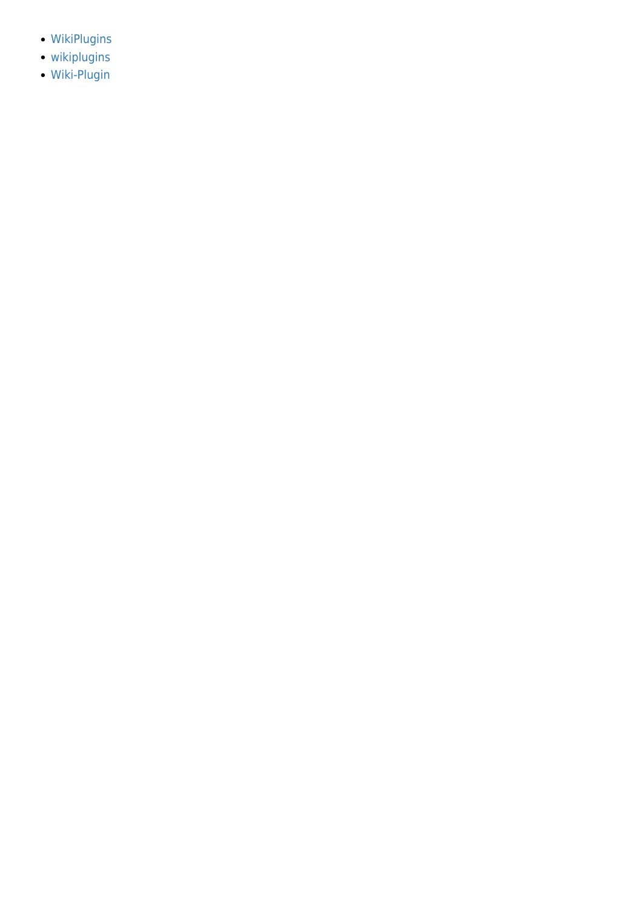- WikiPlugins
- wikiplugins
- Wiki-Plugin